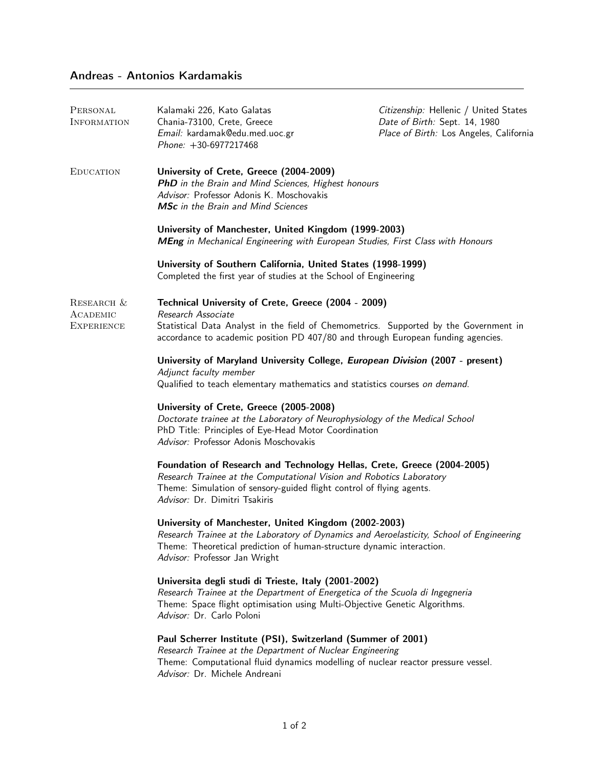# Andreas - Antonios Kardamakis

## Personal Information

Kalamaki 226, Kato Galatas
Chania-73100, Crete, Greece
*Email:* kardamak@edu.med.uoc.gr
*Phone:* +30-6977217468

*Citizenship:* Hellenic / United States
*Date of Birth:* Sept. 14, 1980
*Place of Birth:* Los Angeles, California

## Education

**University of Crete, Greece (2004-2009)**
***PhD*** *in the Brain and Mind Sciences, Highest honours*
*Advisor:* Professor Adonis K. Moschovakis
***MSc*** *in the Brain and Mind Sciences*

**University of Manchester, United Kingdom (1999-2003)**
***MEng*** *in Mechanical Engineering with European Studies, First Class with Honours*

**University of Southern California, United States (1998-1999)**
Completed the first year of studies at the School of Engineering

## Research & Academic Experience

**Technical University of Crete, Greece (2004 - 2009)**
*Research Associate*
Statistical Data Analyst in the field of Chemometrics. Supported by the Government in accordance to academic position PD 407/80 and through European funding agencies.

**University of Maryland University College, *European Division* (2007 - present)**
*Adjunct faculty member*
Qualified to teach elementary mathematics and statistics courses *on demand*.

**University of Crete, Greece (2005-2008)**
*Doctorate trainee at the Laboratory of Neurophysiology of the Medical School*
PhD Title: Principles of Eye-Head Motor Coordination
*Advisor:* Professor Adonis Moschovakis

**Foundation of Research and Technology Hellas, Crete, Greece (2004-2005)**
*Research Trainee at the Computational Vision and Robotics Laboratory*
Theme: Simulation of sensory-guided flight control of flying agents.
*Advisor:* Dr. Dimitri Tsakiris

**University of Manchester, United Kingdom (2002-2003)**
*Research Trainee at the Laboratory of Dynamics and Aeroelasticity, School of Engineering*
Theme: Theoretical prediction of human-structure dynamic interaction.
*Advisor:* Professor Jan Wright

**Universita degli studi di Trieste, Italy (2001-2002)**
*Research Trainee at the Department of Energetica of the Scuola di Ingegneria*
Theme: Space flight optimisation using Multi-Objective Genetic Algorithms.
*Advisor:* Dr. Carlo Poloni

**Paul Scherrer Institute (PSI), Switzerland (Summer of 2001)**
*Research Trainee at the Department of Nuclear Engineering*
Theme: Computational fluid dynamics modelling of nuclear reactor pressure vessel.
*Advisor:* Dr. Michele Andreani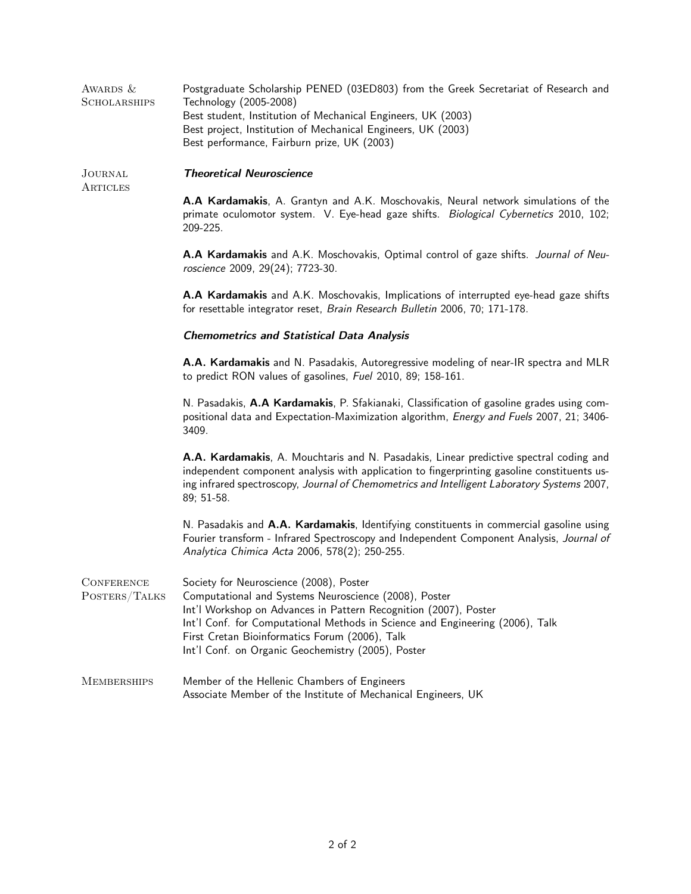## Awards & Scholarships

Postgraduate Scholarship PENED (03ED803) from the Greek Secretariat of Research and Technology (2005-2008)
Best student, Institution of Mechanical Engineers, UK (2003)
Best project, Institution of Mechanical Engineers, UK (2003)
Best performance, Fairburn prize, UK (2003)

## Journal Articles

### *Theoretical Neuroscience*

**A.A Kardamakis**, A. Grantyn and A.K. Moschovakis, Neural network simulations of the primate oculomotor system. V. Eye-head gaze shifts. *Biological Cybernetics* 2010, 102; 209-225.

**A.A Kardamakis** and A.K. Moschovakis, Optimal control of gaze shifts. *Journal of Neuroscience* 2009, 29(24); 7723-30.

**A.A Kardamakis** and A.K. Moschovakis, Implications of interrupted eye-head gaze shifts for resettable integrator reset, *Brain Research Bulletin* 2006, 70; 171-178.

### *Chemometrics and Statistical Data Analysis*

**A.A. Kardamakis** and N. Pasadakis, Autoregressive modeling of near-IR spectra and MLR to predict RON values of gasolines, *Fuel* 2010, 89; 158-161.

N. Pasadakis, **A.A Kardamakis**, P. Sfakianaki, Classification of gasoline grades using compositional data and Expectation-Maximization algorithm, *Energy and Fuels* 2007, 21; 3406-3409.

**A.A. Kardamakis**, A. Mouchtaris and N. Pasadakis, Linear predictive spectral coding and independent component analysis with application to fingerprinting gasoline constituents using infrared spectroscopy, *Journal of Chemometrics and Intelligent Laboratory Systems* 2007, 89; 51-58.

N. Pasadakis and **A.A. Kardamakis**, Identifying constituents in commercial gasoline using Fourier transform - Infrared Spectroscopy and Independent Component Analysis, *Journal of Analytica Chimica Acta* 2006, 578(2); 250-255.

## Conference Posters/Talks

Society for Neuroscience (2008), Poster
Computational and Systems Neuroscience (2008), Poster
Int'l Workshop on Advances in Pattern Recognition (2007), Poster
Int'l Conf. for Computational Methods in Science and Engineering (2006), Talk
First Cretan Bioinformatics Forum (2006), Talk
Int'l Conf. on Organic Geochemistry (2005), Poster

## Memberships

Member of the Hellenic Chambers of Engineers
Associate Member of the Institute of Mechanical Engineers, UK